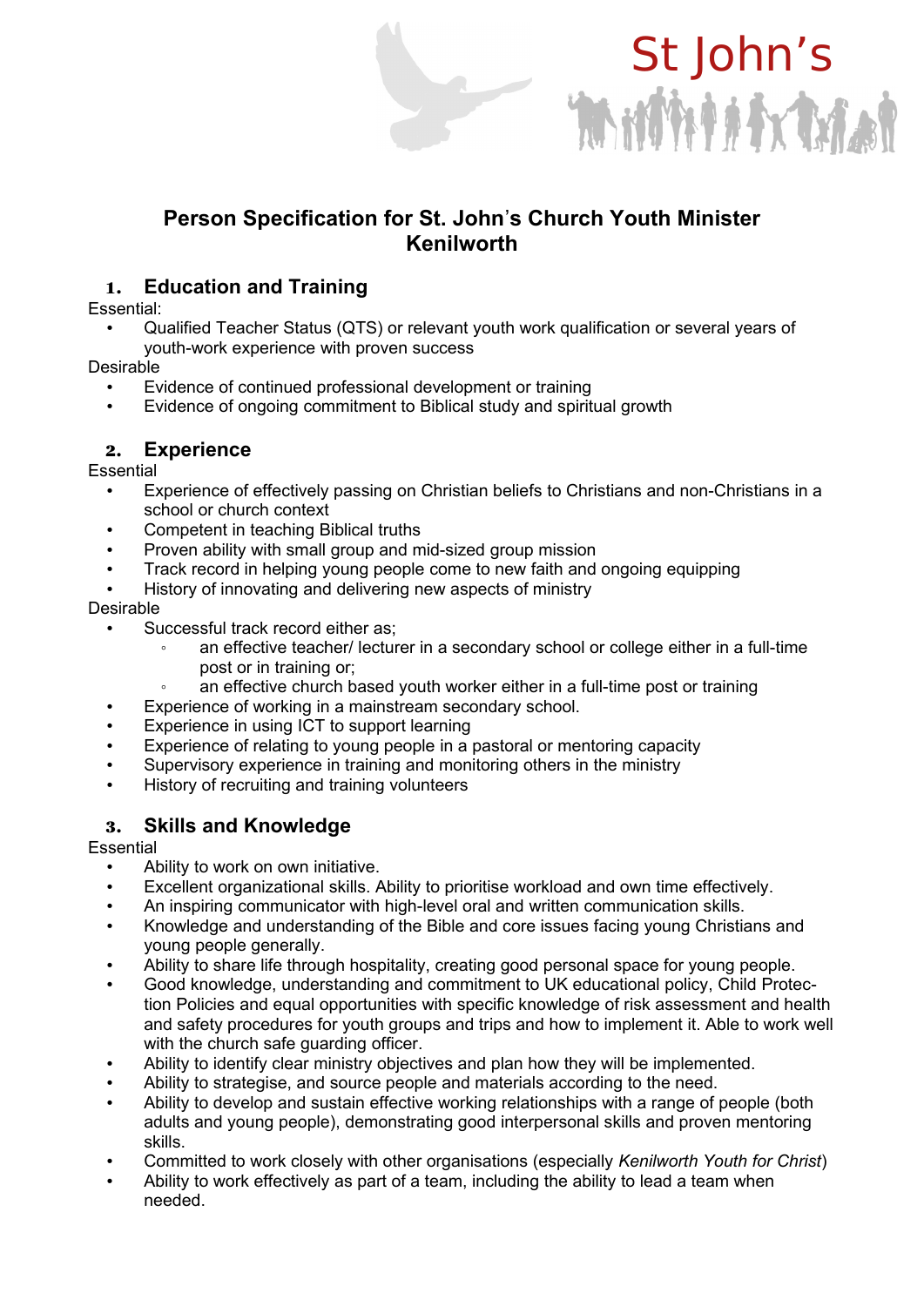St John's

# Person Specification for St. John's Church Youth Minister Kenilworth

## 1. Education and Training

Essential:

- Qualified Teacher Status (QTS) or relevant youth work qualification or several years of youth-work experience with proven success

Desirable

- Evidence of continued professional development or training
- Evidence of ongoing commitment to Biblical study and spiritual growth

## 2. Experience

Essential

- Experience of effectively passing on Christian beliefs to Christians and non-Christians in a school or church context
- Competent in teaching Biblical truths
- Proven ability with small group and mid-sized group mission
- Track record in helping young people come to new faith and ongoing equipping
- History of innovating and delivering new aspects of ministry

Desirable

- Successful track record either as;
    - an effective teacher/ lecturer in a secondary school or college either in a full-time post or in training or;
    - an effective church based youth worker either in a full-time post or training
- Experience of working in a mainstream secondary school.
- Experience in using ICT to support learning
- Experience of relating to young people in a pastoral or mentoring capacity
- Supervisory experience in training and monitoring others in the ministry
- History of recruiting and training volunteers

## 3. Skills and Knowledge

Essential

- Ability to work on own initiative.
- Excellent organizational skills. Ability to prioritise workload and own time effectively.
- An inspiring communicator with high-level oral and written communication skills.
- Knowledge and understanding of the Bible and core issues facing young Christians and young people generally.
- Ability to share life through hospitality, creating good personal space for young people.
- Good knowledge, understanding and commitment to UK educational policy, Child Protection Policies and equal opportunities with specific knowledge of risk assessment and health and safety procedures for youth groups and trips and how to implement it. Able to work well with the church safe guarding officer.
- Ability to identify clear ministry objectives and plan how they will be implemented.
- Ability to strategise, and source people and materials according to the need.
- Ability to develop and sustain effective working relationships with a range of people (both adults and young people), demonstrating good interpersonal skills and proven mentoring skills.
- Committed to work closely with other organisations (especially *Kenilworth Youth for Christ*)
- Ability to work effectively as part of a team, including the ability to lead a team when needed.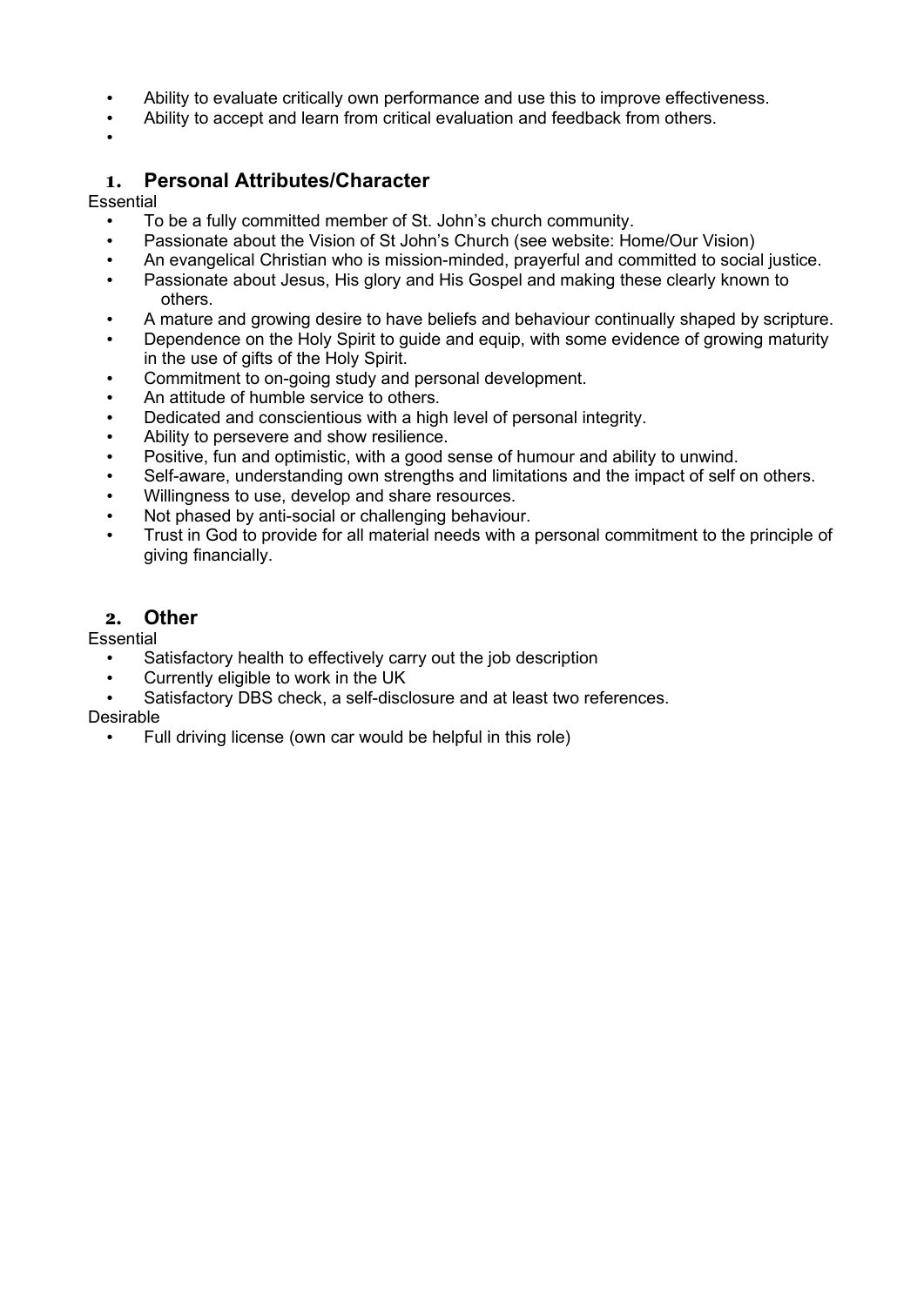- Ability to evaluate critically own performance and use this to improve effectiveness.
- Ability to accept and learn from critical evaluation and feedback from others.

## 1. Personal Attributes/Character

Essential

- To be a fully committed member of St. John's church community.
- Passionate about the Vision of St John's Church (see website: Home/Our Vision)
- An evangelical Christian who is mission-minded, prayerful and committed to social justice.
- Passionate about Jesus, His glory and His Gospel and making these clearly known to others.
- A mature and growing desire to have beliefs and behaviour continually shaped by scripture.
- Dependence on the Holy Spirit to guide and equip, with some evidence of growing maturity in the use of gifts of the Holy Spirit.
- Commitment to on-going study and personal development.
- An attitude of humble service to others.
- Dedicated and conscientious with a high level of personal integrity.
- Ability to persevere and show resilience.
- Positive, fun and optimistic, with a good sense of humour and ability to unwind.
- Self-aware, understanding own strengths and limitations and the impact of self on others.
- Willingness to use, develop and share resources.
- Not phased by anti-social or challenging behaviour.
- Trust in God to provide for all material needs with a personal commitment to the principle of giving financially.

## 2. Other

Essential

- Satisfactory health to effectively carry out the job description
- Currently eligible to work in the UK
- Satisfactory DBS check, a self-disclosure and at least two references.

Desirable

- Full driving license (own car would be helpful in this role)